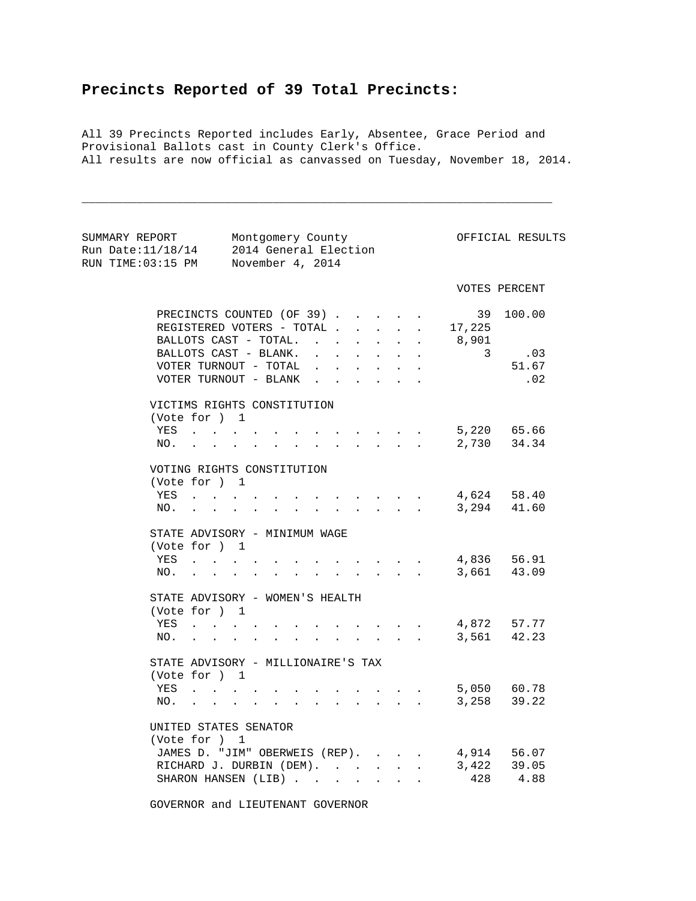**Precincts Reported of 39 Total Precincts:**

All 39 Precincts Reported includes Early, Absentee, Grace Period and Provisional Ballots cast in County Clerk's Office.
All results are now official as canvassed on Tuesday, November 18, 2014.

---

SUMMARY REPORT — Montgomery County — OFFICIAL RESULTS
Run Date:11/18/14 — 2014 General Election
RUN TIME:03:15 PM — November 4, 2014

| | VOTES | PERCENT |
|---|---|---|
| PRECINCTS COUNTED (OF 39) | 39 | 100.00 |
| REGISTERED VOTERS - TOTAL | 17,225 | |
| BALLOTS CAST - TOTAL. | 8,901 | |
| BALLOTS CAST - BLANK. | 3 | .03 |
| VOTER TURNOUT - TOTAL | | 51.67 |
| VOTER TURNOUT - BLANK | | .02 |

VICTIMS RIGHTS CONSTITUTION
(Vote for ) 1

| | VOTES | PERCENT |
|---|---|---|
| YES | 5,220 | 65.66 |
| NO. | 2,730 | 34.34 |

VOTING RIGHTS CONSTITUTION
(Vote for ) 1

| | VOTES | PERCENT |
|---|---|---|
| YES | 4,624 | 58.40 |
| NO. | 3,294 | 41.60 |

STATE ADVISORY - MINIMUM WAGE
(Vote for ) 1

| | VOTES | PERCENT |
|---|---|---|
| YES | 4,836 | 56.91 |
| NO. | 3,661 | 43.09 |

STATE ADVISORY - WOMEN'S HEALTH
(Vote for ) 1

| | VOTES | PERCENT |
|---|---|---|
| YES | 4,872 | 57.77 |
| NO. | 3,561 | 42.23 |

STATE ADVISORY - MILLIONAIRE'S TAX
(Vote for ) 1

| | VOTES | PERCENT |
|---|---|---|
| YES | 5,050 | 60.78 |
| NO. | 3,258 | 39.22 |

UNITED STATES SENATOR
(Vote for ) 1

| | VOTES | PERCENT |
|---|---|---|
| JAMES D. "JIM" OBERWEIS (REP). | 4,914 | 56.07 |
| RICHARD J. DURBIN (DEM). | 3,422 | 39.05 |
| SHARON HANSEN (LIB) | 428 | 4.88 |

GOVERNOR and LIEUTENANT GOVERNOR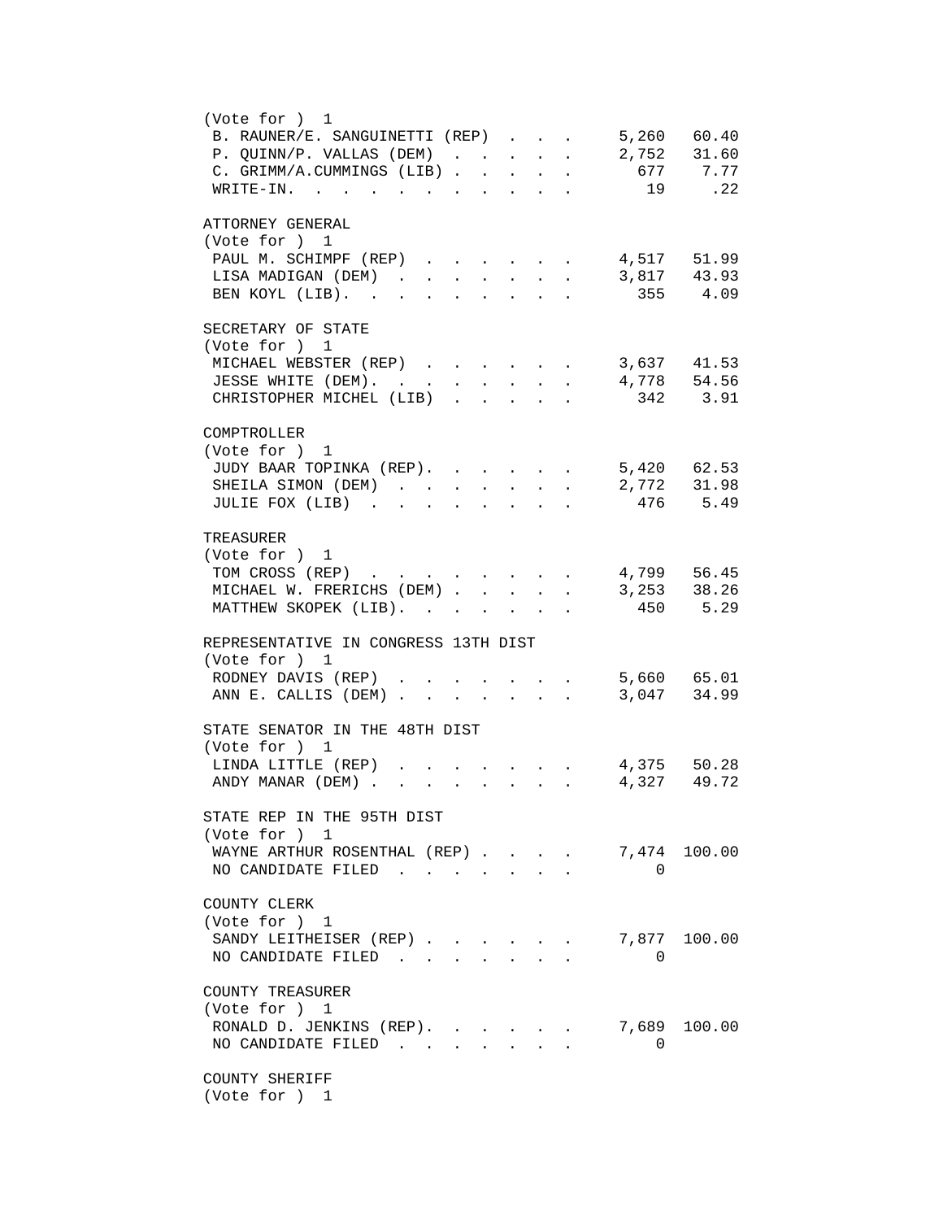(Vote for ) 1

| Candidate | Votes | Percent |
|---|---|---|
| B. RAUNER/E. SANGUINETTI (REP) | 5,260 | 60.40 |
| P. QUINN/P. VALLAS (DEM) | 2,752 | 31.60 |
| C. GRIMM/A.CUMMINGS (LIB) | 677 | 7.77 |
| WRITE-IN. | 19 | .22 |

ATTORNEY GENERAL
(Vote for ) 1

| Candidate | Votes | Percent |
|---|---|---|
| PAUL M. SCHIMPF (REP) | 4,517 | 51.99 |
| LISA MADIGAN (DEM) | 3,817 | 43.93 |
| BEN KOYL (LIB). | 355 | 4.09 |

SECRETARY OF STATE
(Vote for ) 1

| Candidate | Votes | Percent |
|---|---|---|
| MICHAEL WEBSTER (REP) | 3,637 | 41.53 |
| JESSE WHITE (DEM). | 4,778 | 54.56 |
| CHRISTOPHER MICHEL (LIB) | 342 | 3.91 |

COMPTROLLER
(Vote for ) 1

| Candidate | Votes | Percent |
|---|---|---|
| JUDY BAAR TOPINKA (REP). | 5,420 | 62.53 |
| SHEILA SIMON (DEM) | 2,772 | 31.98 |
| JULIE FOX (LIB) | 476 | 5.49 |

TREASURER
(Vote for ) 1

| Candidate | Votes | Percent |
|---|---|---|
| TOM CROSS (REP) | 4,799 | 56.45 |
| MICHAEL W. FRERICHS (DEM) | 3,253 | 38.26 |
| MATTHEW SKOPEK (LIB). | 450 | 5.29 |

REPRESENTATIVE IN CONGRESS 13TH DIST
(Vote for ) 1

| Candidate | Votes | Percent |
|---|---|---|
| RODNEY DAVIS (REP) | 5,660 | 65.01 |
| ANN E. CALLIS (DEM) | 3,047 | 34.99 |

STATE SENATOR IN THE 48TH DIST
(Vote for ) 1

| Candidate | Votes | Percent |
|---|---|---|
| LINDA LITTLE (REP) | 4,375 | 50.28 |
| ANDY MANAR (DEM) | 4,327 | 49.72 |

STATE REP IN THE 95TH DIST
(Vote for ) 1

| Candidate | Votes | Percent |
|---|---|---|
| WAYNE ARTHUR ROSENTHAL (REP) | 7,474 | 100.00 |
| NO CANDIDATE FILED | 0 | |

COUNTY CLERK
(Vote for ) 1

| Candidate | Votes | Percent |
|---|---|---|
| SANDY LEITHEISER (REP) | 7,877 | 100.00 |
| NO CANDIDATE FILED | 0 | |

COUNTY TREASURER
(Vote for ) 1

| Candidate | Votes | Percent |
|---|---|---|
| RONALD D. JENKINS (REP). | 7,689 | 100.00 |
| NO CANDIDATE FILED | 0 | |

COUNTY SHERIFF
(Vote for ) 1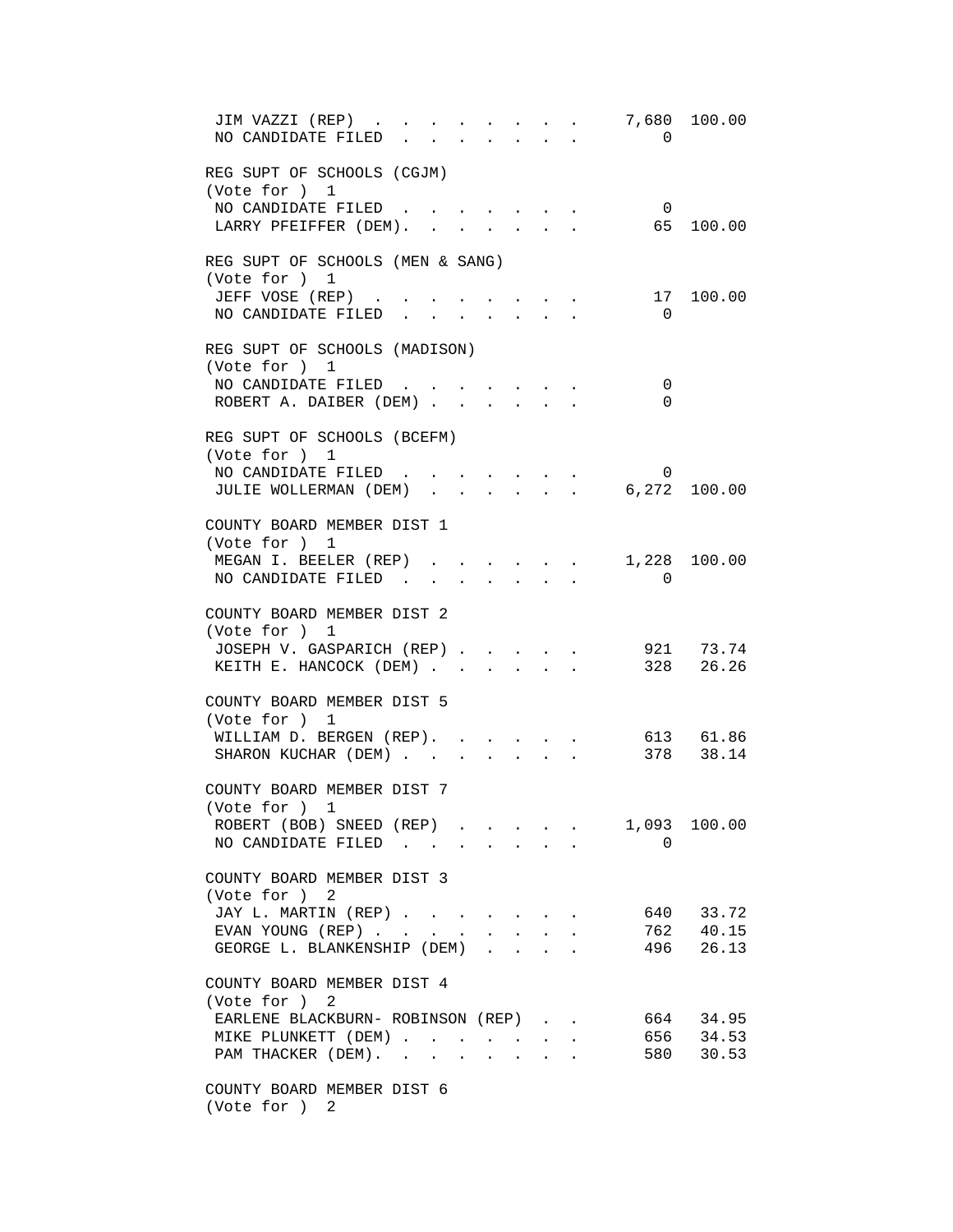| | | |
|---|---|---|
| JIM VAZZI (REP) | 7,680 | 100.00 |
| NO CANDIDATE FILED | 0 | |

**REG SUPT OF SCHOOLS (CGJM)**
(Vote for ) 1

| | | |
|---|---|---|
| NO CANDIDATE FILED | 0 | |
| LARRY PFEIFFER (DEM) | 65 | 100.00 |

**REG SUPT OF SCHOOLS (MEN & SANG)**
(Vote for ) 1

| | | |
|---|---|---|
| JEFF VOSE (REP) | 17 | 100.00 |
| NO CANDIDATE FILED | 0 | |

**REG SUPT OF SCHOOLS (MADISON)**
(Vote for ) 1

| | | |
|---|---|---|
| NO CANDIDATE FILED | 0 | |
| ROBERT A. DAIBER (DEM) | 0 | |

**REG SUPT OF SCHOOLS (BCEFM)**
(Vote for ) 1

| | | |
|---|---|---|
| NO CANDIDATE FILED | 0 | |
| JULIE WOLLERMAN (DEM) | 6,272 | 100.00 |

**COUNTY BOARD MEMBER DIST 1**
(Vote for ) 1

| | | |
|---|---|---|
| MEGAN I. BEELER (REP) | 1,228 | 100.00 |
| NO CANDIDATE FILED | 0 | |

**COUNTY BOARD MEMBER DIST 2**
(Vote for ) 1

| | | |
|---|---|---|
| JOSEPH V. GASPARICH (REP) | 921 | 73.74 |
| KEITH E. HANCOCK (DEM) | 328 | 26.26 |

**COUNTY BOARD MEMBER DIST 5**
(Vote for ) 1

| | | |
|---|---|---|
| WILLIAM D. BERGEN (REP) | 613 | 61.86 |
| SHARON KUCHAR (DEM) | 378 | 38.14 |

**COUNTY BOARD MEMBER DIST 7**
(Vote for ) 1

| | | |
|---|---|---|
| ROBERT (BOB) SNEED (REP) | 1,093 | 100.00 |
| NO CANDIDATE FILED | 0 | |

**COUNTY BOARD MEMBER DIST 3**
(Vote for ) 2

| | | |
|---|---|---|
| JAY L. MARTIN (REP) | 640 | 33.72 |
| EVAN YOUNG (REP) | 762 | 40.15 |
| GEORGE L. BLANKENSHIP (DEM) | 496 | 26.13 |

**COUNTY BOARD MEMBER DIST 4**
(Vote for ) 2

| | | |
|---|---|---|
| EARLENE BLACKBURN- ROBINSON (REP) | 664 | 34.95 |
| MIKE PLUNKETT (DEM) | 656 | 34.53 |
| PAM THACKER (DEM) | 580 | 30.53 |

**COUNTY BOARD MEMBER DIST 6**
(Vote for ) 2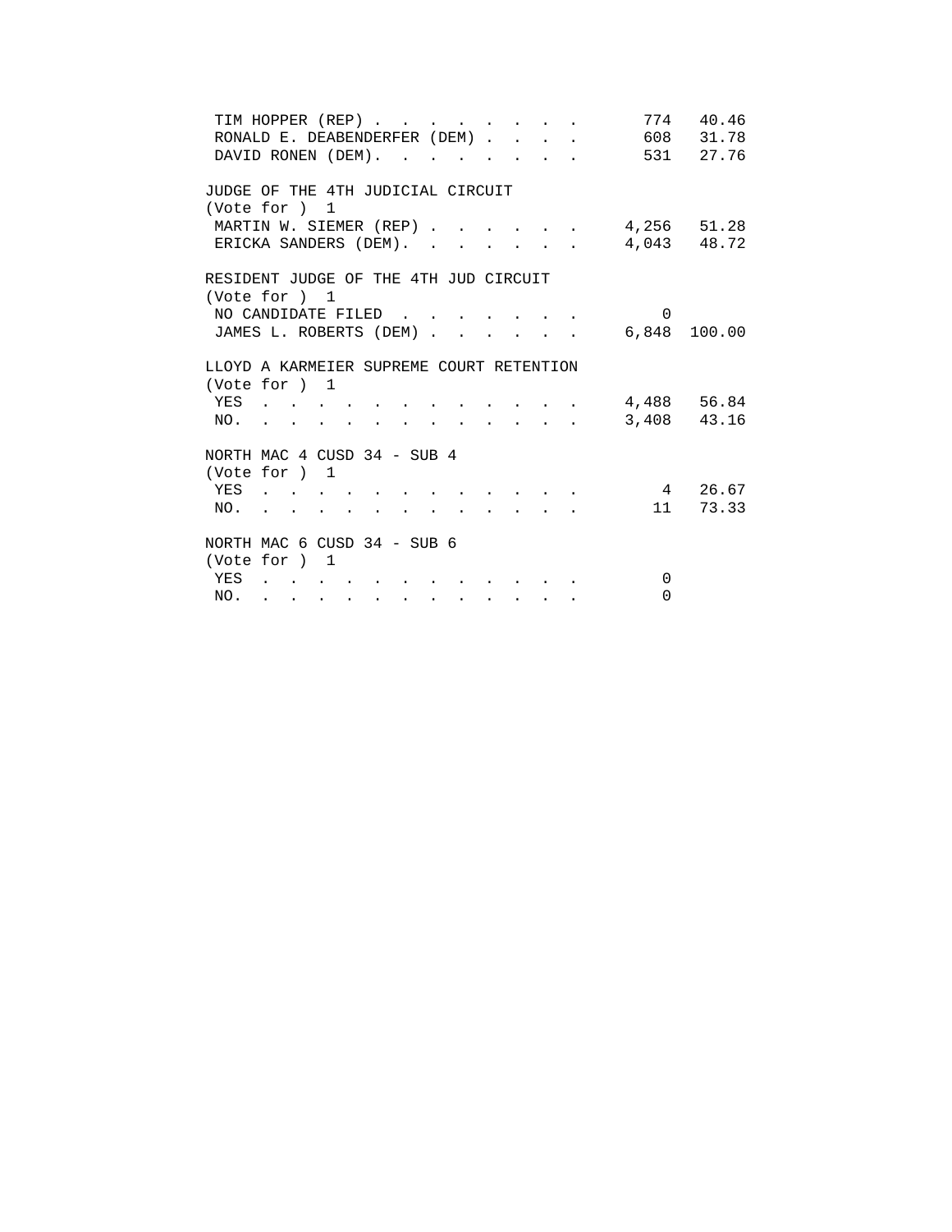| | | |
|---|---|---|
| TIM HOPPER (REP) | 774 | 40.46 |
| RONALD E. DEABENDERFER (DEM) | 608 | 31.78 |
| DAVID RONEN (DEM) | 531 | 27.76 |

JUDGE OF THE 4TH JUDICIAL CIRCUIT
(Vote for ) 1

| | | |
|---|---|---|
| MARTIN W. SIEMER (REP) | 4,256 | 51.28 |
| ERICKA SANDERS (DEM) | 4,043 | 48.72 |

RESIDENT JUDGE OF THE 4TH JUD CIRCUIT
(Vote for ) 1

| | | |
|---|---|---|
| NO CANDIDATE FILED | 0 | |
| JAMES L. ROBERTS (DEM) | 6,848 | 100.00 |

LLOYD A KARMEIER SUPREME COURT RETENTION
(Vote for ) 1

| | | |
|---|---|---|
| YES | 4,488 | 56.84 |
| NO | 3,408 | 43.16 |

NORTH MAC 4 CUSD 34 - SUB 4
(Vote for ) 1

| | | |
|---|---|---|
| YES | 4 | 26.67 |
| NO | 11 | 73.33 |

NORTH MAC 6 CUSD 34 - SUB 6
(Vote for ) 1

| | | |
|---|---|---|
| YES | 0 | |
| NO | 0 | |